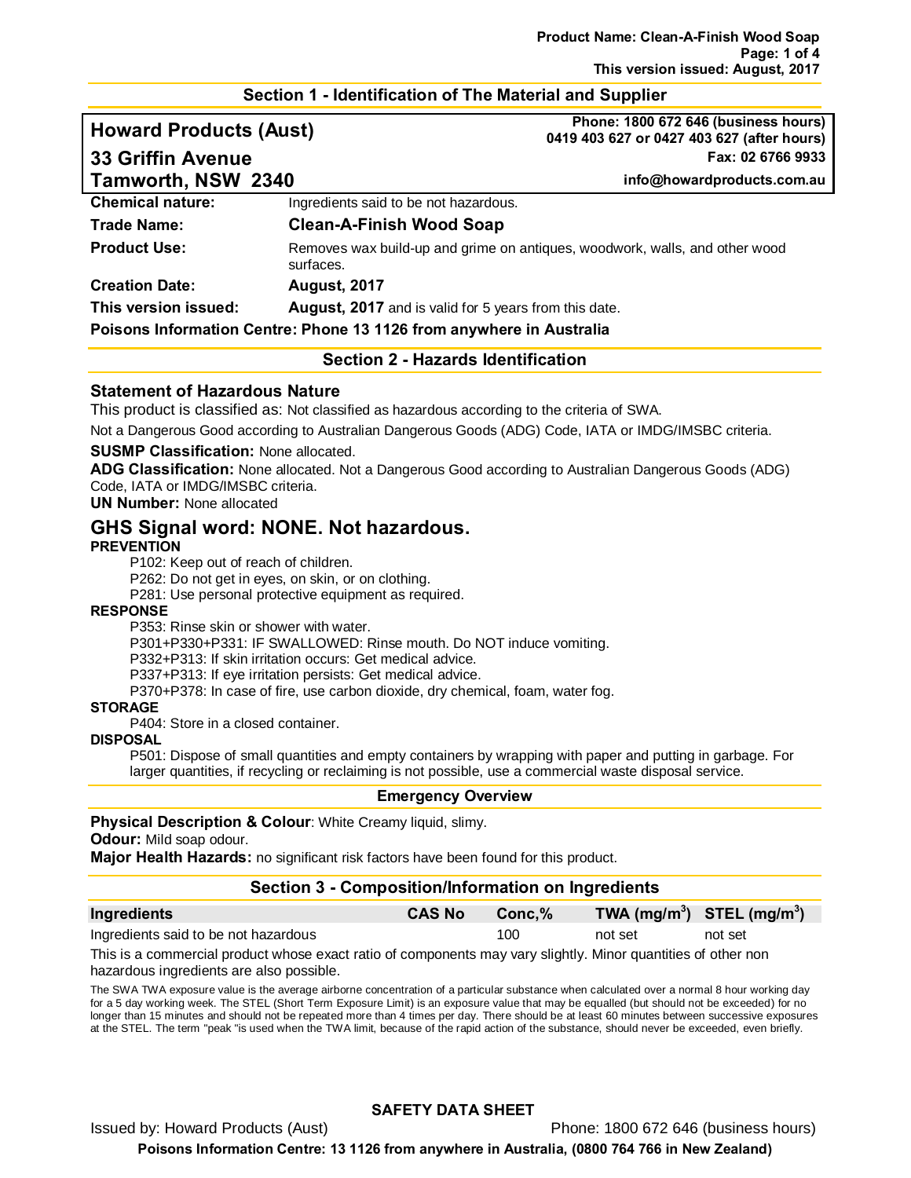## Section 1 - Identification of The Material and Supplier

**Howard Products (Aust)**
**33 Griffin Avenue**
**Tamworth, NSW 2340**

**Phone: 1800 672 646 (business hours)**
**0419 403 627 or 0427 403 627 (after hours)**
**Fax: 02 6766 9933**
**info@howardproducts.com.au**

| | |
|---|---|
| **Chemical nature:** | Ingredients said to be not hazardous. |
| **Trade Name:** | **Clean-A-Finish Wood Soap** |
| **Product Use:** | Removes wax build-up and grime on antiques, woodwork, walls, and other wood surfaces. |
| **Creation Date:** | **August, 2017** |
| **This version issued:** | **August, 2017** and is valid for 5 years from this date. |

**Poisons Information Centre: Phone 13 1126 from anywhere in Australia**

## Section 2 - Hazards Identification

### Statement of Hazardous Nature

This product is classified as: Not classified as hazardous according to the criteria of SWA.

Not a Dangerous Good according to Australian Dangerous Goods (ADG) Code, IATA or IMDG/IMSBC criteria.

**SUSMP Classification:** None allocated.

**ADG Classification:** None allocated. Not a Dangerous Good according to Australian Dangerous Goods (ADG) Code, IATA or IMDG/IMSBC criteria.

**UN Number:** None allocated

## GHS Signal word: NONE. Not hazardous.

**PREVENTION**

P102: Keep out of reach of children.
P262: Do not get in eyes, on skin, or on clothing.
P281: Use personal protective equipment as required.

**RESPONSE**

P353: Rinse skin or shower with water.
P301+P330+P331: IF SWALLOWED: Rinse mouth. Do NOT induce vomiting.
P332+P313: If skin irritation occurs: Get medical advice.
P337+P313: If eye irritation persists: Get medical advice.
P370+P378: In case of fire, use carbon dioxide, dry chemical, foam, water fog.

**STORAGE**

P404: Store in a closed container.

**DISPOSAL**

P501: Dispose of small quantities and empty containers by wrapping with paper and putting in garbage. For larger quantities, if recycling or reclaiming is not possible, use a commercial waste disposal service.

### Emergency Overview

**Physical Description & Colour**: White Creamy liquid, slimy.

**Odour:** Mild soap odour.

**Major Health Hazards:** no significant risk factors have been found for this product.

## Section 3 - Composition/Information on Ingredients

| Ingredients | CAS No | Conc,% | TWA ($mg/m^3$) | STEL ($mg/m^3$) |
|---|---|---|---|---|
| Ingredients said to be not hazardous | | 100 | not set | not set |

This is a commercial product whose exact ratio of components may vary slightly. Minor quantities of other non hazardous ingredients are also possible.

The SWA TWA exposure value is the average airborne concentration of a particular substance when calculated over a normal 8 hour working day for a 5 day working week. The STEL (Short Term Exposure Limit) is an exposure value that may be equalled (but should not be exceeded) for no longer than 15 minutes and should not be repeated more than 4 times per day. There should be at least 60 minutes between successive exposures at the STEL. The term "peak "is used when the TWA limit, because of the rapid action of the substance, should never be exceeded, even briefly.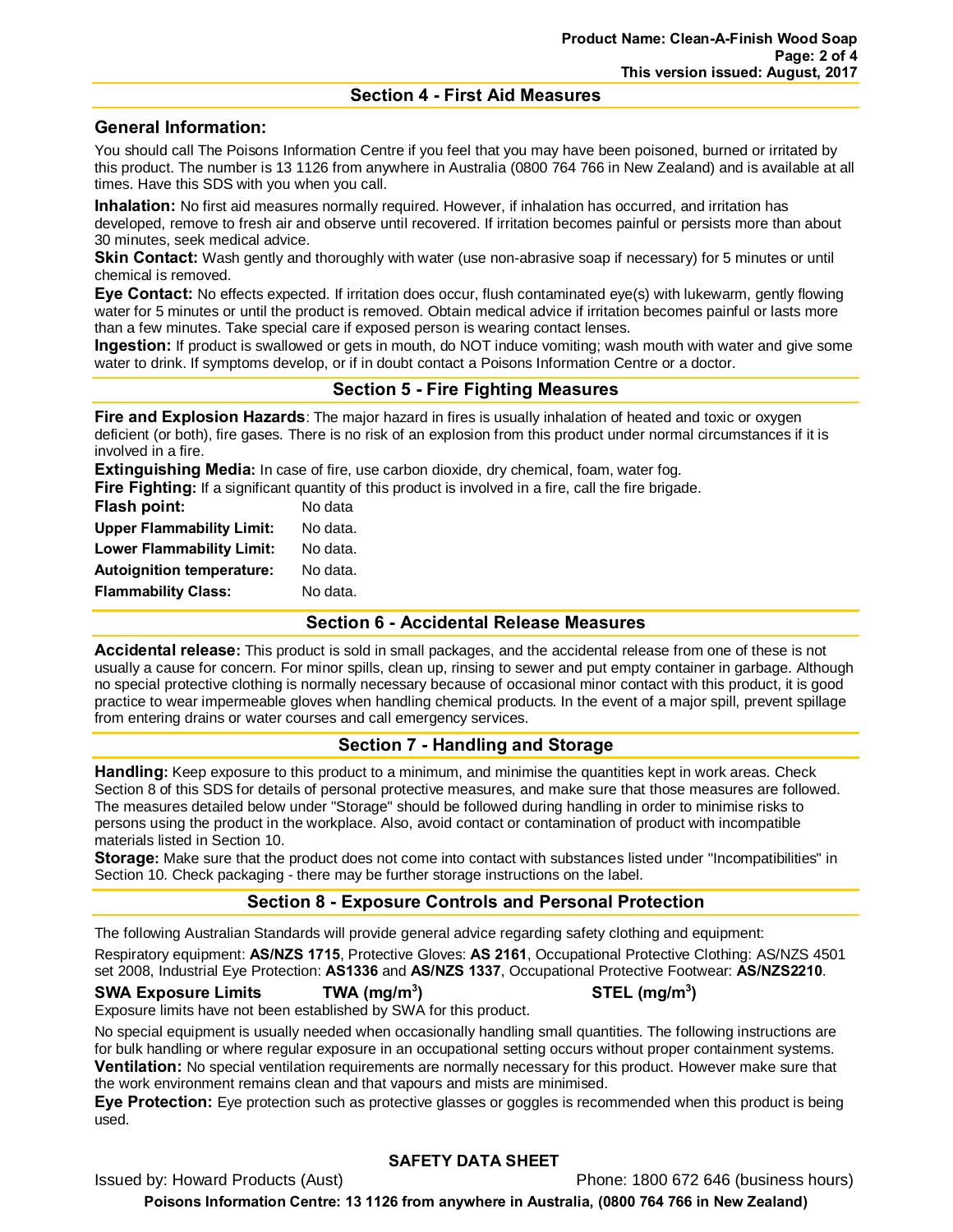## Section 4 - First Aid Measures

### General Information:

You should call The Poisons Information Centre if you feel that you may have been poisoned, burned or irritated by this product. The number is 13 1126 from anywhere in Australia (0800 764 766 in New Zealand) and is available at all times. Have this SDS with you when you call.

**Inhalation:** No first aid measures normally required. However, if inhalation has occurred, and irritation has developed, remove to fresh air and observe until recovered. If irritation becomes painful or persists more than about 30 minutes, seek medical advice.

**Skin Contact:** Wash gently and thoroughly with water (use non-abrasive soap if necessary) for 5 minutes or until chemical is removed.

**Eye Contact:** No effects expected. If irritation does occur, flush contaminated eye(s) with lukewarm, gently flowing water for 5 minutes or until the product is removed. Obtain medical advice if irritation becomes painful or lasts more than a few minutes. Take special care if exposed person is wearing contact lenses.

**Ingestion:** If product is swallowed or gets in mouth, do NOT induce vomiting; wash mouth with water and give some water to drink. If symptoms develop, or if in doubt contact a Poisons Information Centre or a doctor.

## Section 5 - Fire Fighting Measures

**Fire and Explosion Hazards**: The major hazard in fires is usually inhalation of heated and toxic or oxygen deficient (or both), fire gases. There is no risk of an explosion from this product under normal circumstances if it is involved in a fire.

**Extinguishing Media:** In case of fire, use carbon dioxide, dry chemical, foam, water fog.

**Fire Fighting:** If a significant quantity of this product is involved in a fire, call the fire brigade.

| | |
|---|---|
| **Flash point:** | No data |
| **Upper Flammability Limit:** | No data. |
| **Lower Flammability Limit:** | No data. |
| **Autoignition temperature:** | No data. |
| **Flammability Class:** | No data. |

## Section 6 - Accidental Release Measures

**Accidental release:** This product is sold in small packages, and the accidental release from one of these is not usually a cause for concern. For minor spills, clean up, rinsing to sewer and put empty container in garbage. Although no special protective clothing is normally necessary because of occasional minor contact with this product, it is good practice to wear impermeable gloves when handling chemical products. In the event of a major spill, prevent spillage from entering drains or water courses and call emergency services.

## Section 7 - Handling and Storage

**Handling:** Keep exposure to this product to a minimum, and minimise the quantities kept in work areas. Check Section 8 of this SDS for details of personal protective measures, and make sure that those measures are followed. The measures detailed below under "Storage" should be followed during handling in order to minimise risks to persons using the product in the workplace. Also, avoid contact or contamination of product with incompatible materials listed in Section 10.

**Storage:** Make sure that the product does not come into contact with substances listed under "Incompatibilities" in Section 10. Check packaging - there may be further storage instructions on the label.

## Section 8 - Exposure Controls and Personal Protection

The following Australian Standards will provide general advice regarding safety clothing and equipment:

Respiratory equipment: **AS/NZS 1715**, Protective Gloves: **AS 2161**, Occupational Protective Clothing: AS/NZS 4501 set 2008, Industrial Eye Protection: **AS1336** and **AS/NZS 1337**, Occupational Protective Footwear: **AS/NZS2210**.

| SWA Exposure Limits | TWA ($mg/m^3$) | STEL ($mg/m^3$) |
|---|---|---|

Exposure limits have not been established by SWA for this product.

No special equipment is usually needed when occasionally handling small quantities. The following instructions are for bulk handling or where regular exposure in an occupational setting occurs without proper containment systems.

**Ventilation:** No special ventilation requirements are normally necessary for this product. However make sure that the work environment remains clean and that vapours and mists are minimised.

**Eye Protection:** Eye protection such as protective glasses or goggles is recommended when this product is being used.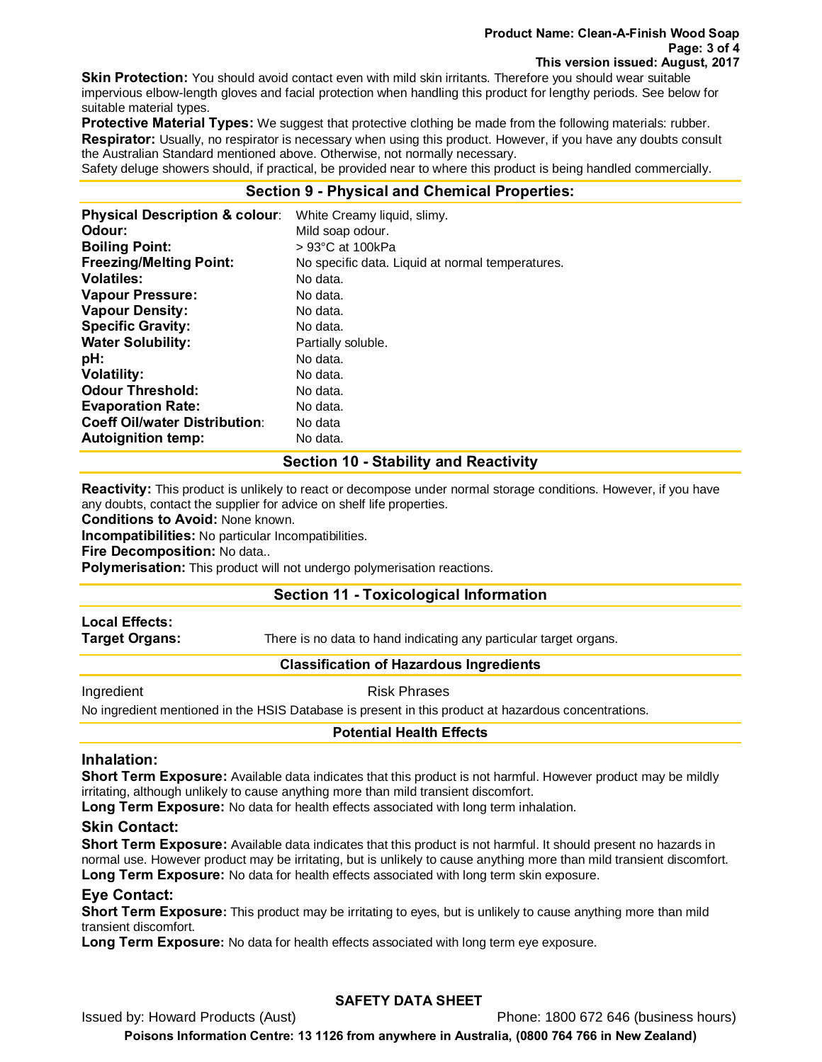**Skin Protection:** You should avoid contact even with mild skin irritants. Therefore you should wear suitable impervious elbow-length gloves and facial protection when handling this product for lengthy periods. See below for suitable material types.

**Protective Material Types:** We suggest that protective clothing be made from the following materials: rubber.

**Respirator:** Usually, no respirator is necessary when using this product. However, if you have any doubts consult the Australian Standard mentioned above. Otherwise, not normally necessary.

Safety deluge showers should, if practical, be provided near to where this product is being handled commercially.

## Section 9 - Physical and Chemical Properties:

| | |
|---|---|
| **Physical Description & colour**: | White Creamy liquid, slimy. |
| **Odour:** | Mild soap odour. |
| **Boiling Point:** | > 93°C at 100kPa |
| **Freezing/Melting Point:** | No specific data. Liquid at normal temperatures. |
| **Volatiles:** | No data. |
| **Vapour Pressure:** | No data. |
| **Vapour Density:** | No data. |
| **Specific Gravity:** | No data. |
| **Water Solubility:** | Partially soluble. |
| **pH:** | No data. |
| **Volatility:** | No data. |
| **Odour Threshold:** | No data. |
| **Evaporation Rate:** | No data. |
| **Coeff Oil/water Distribution**: | No data |
| **Autoignition temp:** | No data. |

## Section 10 - Stability and Reactivity

**Reactivity:** This product is unlikely to react or decompose under normal storage conditions. However, if you have any doubts, contact the supplier for advice on shelf life properties.

**Conditions to Avoid:** None known.

**Incompatibilities:** No particular Incompatibilities.

**Fire Decomposition:** No data..

**Polymerisation:** This product will not undergo polymerisation reactions.

## Section 11 - Toxicological Information

**Local Effects:**

**Target Organs:** There is no data to hand indicating any particular target organs.

### Classification of Hazardous Ingredients

| Ingredient | Risk Phrases |
|---|---|

No ingredient mentioned in the HSIS Database is present in this product at hazardous concentrations.

### Potential Health Effects

### Inhalation:

**Short Term Exposure:** Available data indicates that this product is not harmful. However product may be mildly irritating, although unlikely to cause anything more than mild transient discomfort.

**Long Term Exposure:** No data for health effects associated with long term inhalation.

### Skin Contact:

**Short Term Exposure:** Available data indicates that this product is not harmful. It should present no hazards in normal use. However product may be irritating, but is unlikely to cause anything more than mild transient discomfort.

**Long Term Exposure:** No data for health effects associated with long term skin exposure.

### Eye Contact:

**Short Term Exposure:** This product may be irritating to eyes, but is unlikely to cause anything more than mild transient discomfort.

**Long Term Exposure:** No data for health effects associated with long term eye exposure.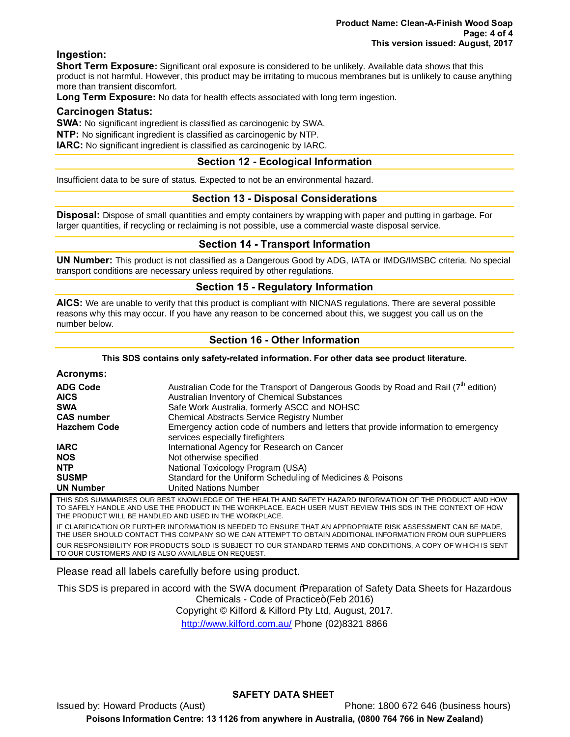### Ingestion:

**Short Term Exposure:** Significant oral exposure is considered to be unlikely. Available data shows that this product is not harmful. However, this product may be irritating to mucous membranes but is unlikely to cause anything more than transient discomfort.

**Long Term Exposure:** No data for health effects associated with long term ingestion.

### Carcinogen Status:

**SWA:** No significant ingredient is classified as carcinogenic by SWA.

**NTP:** No significant ingredient is classified as carcinogenic by NTP.

**IARC:** No significant ingredient is classified as carcinogenic by IARC.

## Section 12 - Ecological Information

Insufficient data to be sure of status. Expected to not be an environmental hazard.

## Section 13 - Disposal Considerations

**Disposal:** Dispose of small quantities and empty containers by wrapping with paper and putting in garbage. For larger quantities, if recycling or reclaiming is not possible, use a commercial waste disposal service.

## Section 14 - Transport Information

**UN Number:** This product is not classified as a Dangerous Good by ADG, IATA or IMDG/IMSBC criteria. No special transport conditions are necessary unless required by other regulations.

## Section 15 - Regulatory Information

**AICS:** We are unable to verify that this product is compliant with NICNAS regulations. There are several possible reasons why this may occur. If you have any reason to be concerned about this, we suggest you call us on the number below.

## Section 16 - Other Information

**This SDS contains only safety-related information. For other data see product literature.**

### Acronyms:

| | |
|---|---|
| **ADG Code** | Australian Code for the Transport of Dangerous Goods by Road and Rail (7th edition) |
| **AICS** | Australian Inventory of Chemical Substances |
| **SWA** | Safe Work Australia, formerly ASCC and NOHSC |
| **CAS number** | Chemical Abstracts Service Registry Number |
| **Hazchem Code** | Emergency action code of numbers and letters that provide information to emergency services especially firefighters |
| **IARC** | International Agency for Research on Cancer |
| **NOS** | Not otherwise specified |
| **NTP** | National Toxicology Program (USA) |
| **SUSMP** | Standard for the Uniform Scheduling of Medicines & Poisons |
| **UN Number** | United Nations Number |

THIS SDS SUMMARISES OUR BEST KNOWLEDGE OF THE HEALTH AND SAFETY HAZARD INFORMATION OF THE PRODUCT AND HOW TO SAFELY HANDLE AND USE THE PRODUCT IN THE WORKPLACE. EACH USER MUST REVIEW THIS SDS IN THE CONTEXT OF HOW THE PRODUCT WILL BE HANDLED AND USED IN THE WORKPLACE.

IF CLARIFICATION OR FURTHER INFORMATION IS NEEDED TO ENSURE THAT AN APPROPRIATE RISK ASSESSMENT CAN BE MADE, THE USER SHOULD CONTACT THIS COMPANY SO WE CAN ATTEMPT TO OBTAIN ADDITIONAL INFORMATION FROM OUR SUPPLIERS

OUR RESPONSIBILITY FOR PRODUCTS SOLD IS SUBJECT TO OUR STANDARD TERMS AND CONDITIONS, A COPY OF WHICH IS SENT TO OUR CUSTOMERS AND IS ALSO AVAILABLE ON REQUEST.

Please read all labels carefully before using product.

This SDS is prepared in accord with the SWA document "Preparation of Safety Data Sheets for Hazardous Chemicals - Code of Practice" (Feb 2016)

Copyright © Kilford & Kilford Pty Ltd, August, 2017.

http://www.kilford.com.au/ Phone (02)8321 8866